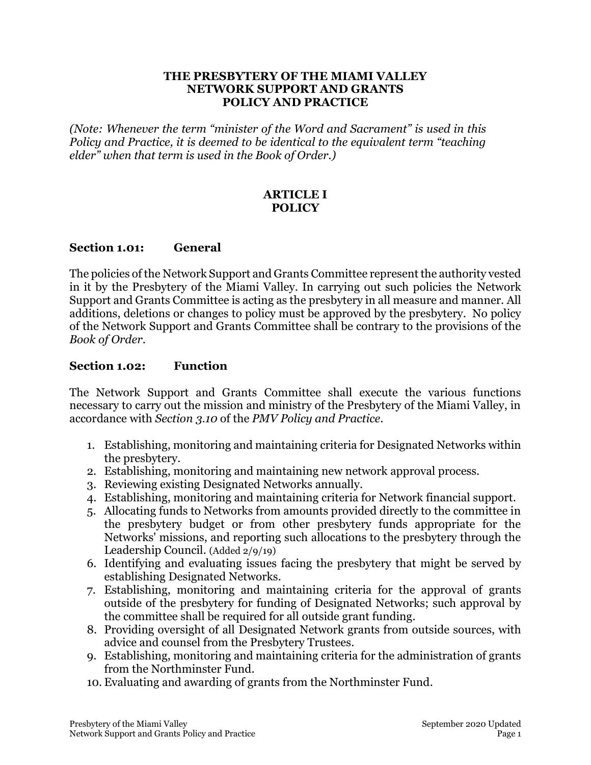# THE PRESBYTERY OF THE MIAMI VALLEY
# NETWORK SUPPORT AND GRANTS
# POLICY AND PRACTICE

*(Note: Whenever the term "minister of the Word and Sacrament" is used in this Policy and Practice, it is deemed to be identical to the equivalent term "teaching elder" when that term is used in the Book of Order.)*

## ARTICLE I
## POLICY

### Section 1.01: General

The policies of the Network Support and Grants Committee represent the authority vested in it by the Presbytery of the Miami Valley. In carrying out such policies the Network Support and Grants Committee is acting as the presbytery in all measure and manner. All additions, deletions or changes to policy must be approved by the presbytery. No policy of the Network Support and Grants Committee shall be contrary to the provisions of the *Book of Order*.

### Section 1.02: Function

The Network Support and Grants Committee shall execute the various functions necessary to carry out the mission and ministry of the Presbytery of the Miami Valley, in accordance with *Section 3.10* of the *PMV Policy and Practice*.

1. Establishing, monitoring and maintaining criteria for Designated Networks within the presbytery.
2. Establishing, monitoring and maintaining new network approval process.
3. Reviewing existing Designated Networks annually.
4. Establishing, monitoring and maintaining criteria for Network financial support.
5. Allocating funds to Networks from amounts provided directly to the committee in the presbytery budget or from other presbytery funds appropriate for the Networks' missions, and reporting such allocations to the presbytery through the Leadership Council. (Added 2/9/19)
6. Identifying and evaluating issues facing the presbytery that might be served by establishing Designated Networks.
7. Establishing, monitoring and maintaining criteria for the approval of grants outside of the presbytery for funding of Designated Networks; such approval by the committee shall be required for all outside grant funding.
8. Providing oversight of all Designated Network grants from outside sources, with advice and counsel from the Presbytery Trustees.
9. Establishing, monitoring and maintaining criteria for the administration of grants from the Northminster Fund.
10. Evaluating and awarding of grants from the Northminster Fund.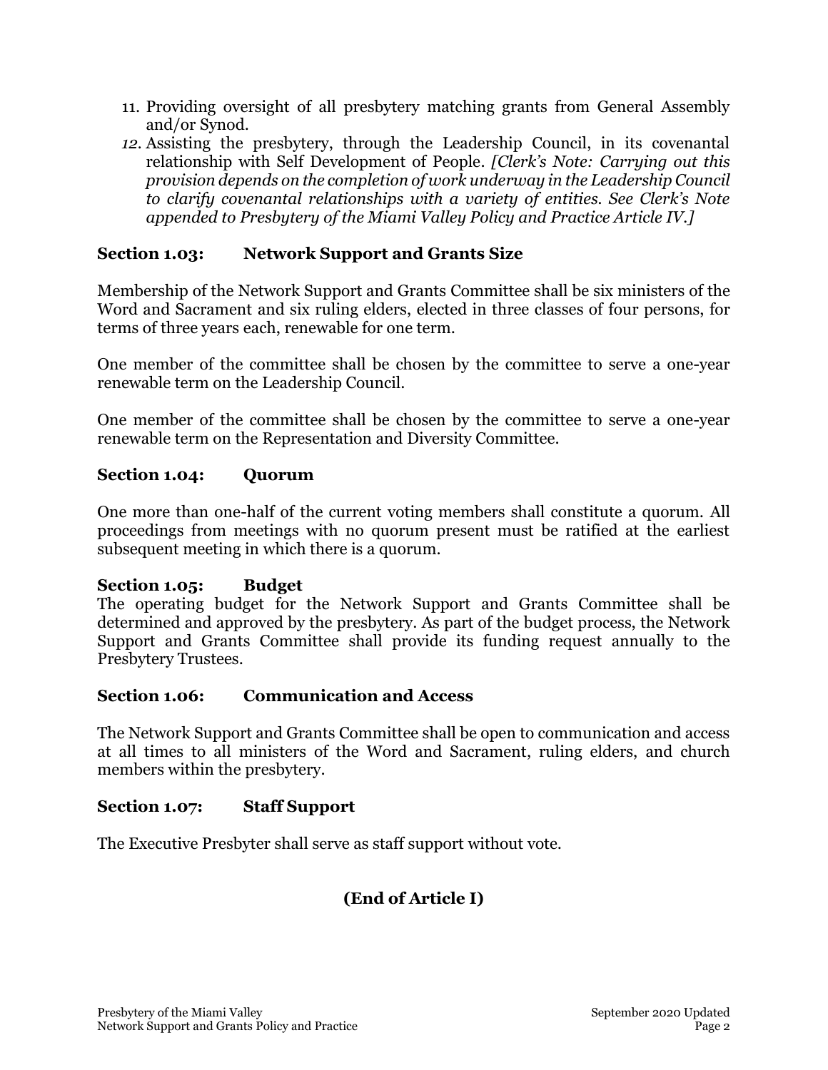11. Providing oversight of all presbytery matching grants from General Assembly and/or Synod.
12. Assisting the presbytery, through the Leadership Council, in its covenantal relationship with Self Development of People. *[Clerk's Note: Carrying out this provision depends on the completion of work underway in the Leadership Council to clarify covenantal relationships with a variety of entities. See Clerk's Note appended to Presbytery of the Miami Valley Policy and Practice Article IV.]*

### Section 1.03: Network Support and Grants Size

Membership of the Network Support and Grants Committee shall be six ministers of the Word and Sacrament and six ruling elders, elected in three classes of four persons, for terms of three years each, renewable for one term.

One member of the committee shall be chosen by the committee to serve a one-year renewable term on the Leadership Council.

One member of the committee shall be chosen by the committee to serve a one-year renewable term on the Representation and Diversity Committee.

### Section 1.04: Quorum

One more than one-half of the current voting members shall constitute a quorum. All proceedings from meetings with no quorum present must be ratified at the earliest subsequent meeting in which there is a quorum.

### Section 1.05: Budget

The operating budget for the Network Support and Grants Committee shall be determined and approved by the presbytery. As part of the budget process, the Network Support and Grants Committee shall provide its funding request annually to the Presbytery Trustees.

### Section 1.06: Communication and Access

The Network Support and Grants Committee shall be open to communication and access at all times to all ministers of the Word and Sacrament, ruling elders, and church members within the presbytery.

### Section 1.07: Staff Support

The Executive Presbyter shall serve as staff support without vote.

**(End of Article I)**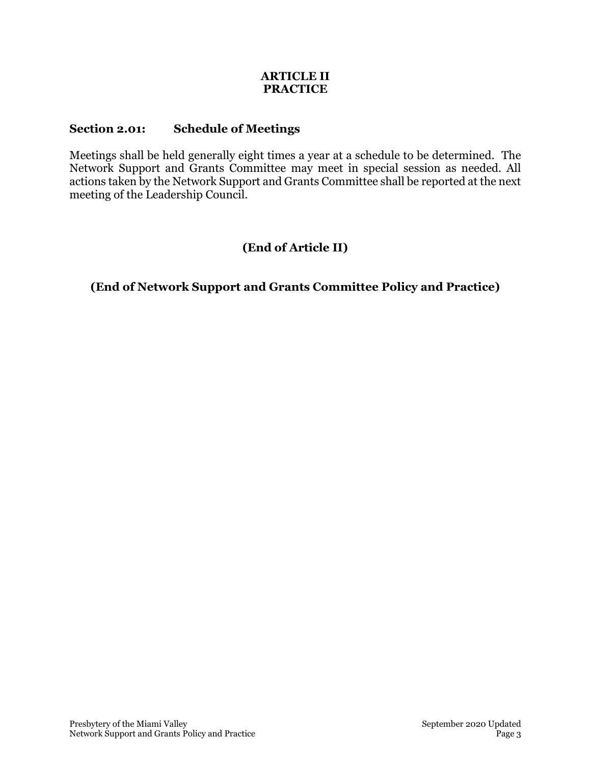# ARTICLE II
# PRACTICE

## Section 2.01: Schedule of Meetings

Meetings shall be held generally eight times a year at a schedule to be determined. The Network Support and Grants Committee may meet in special session as needed. All actions taken by the Network Support and Grants Committee shall be reported at the next meeting of the Leadership Council.

**(End of Article II)**

**(End of Network Support and Grants Committee Policy and Practice)**